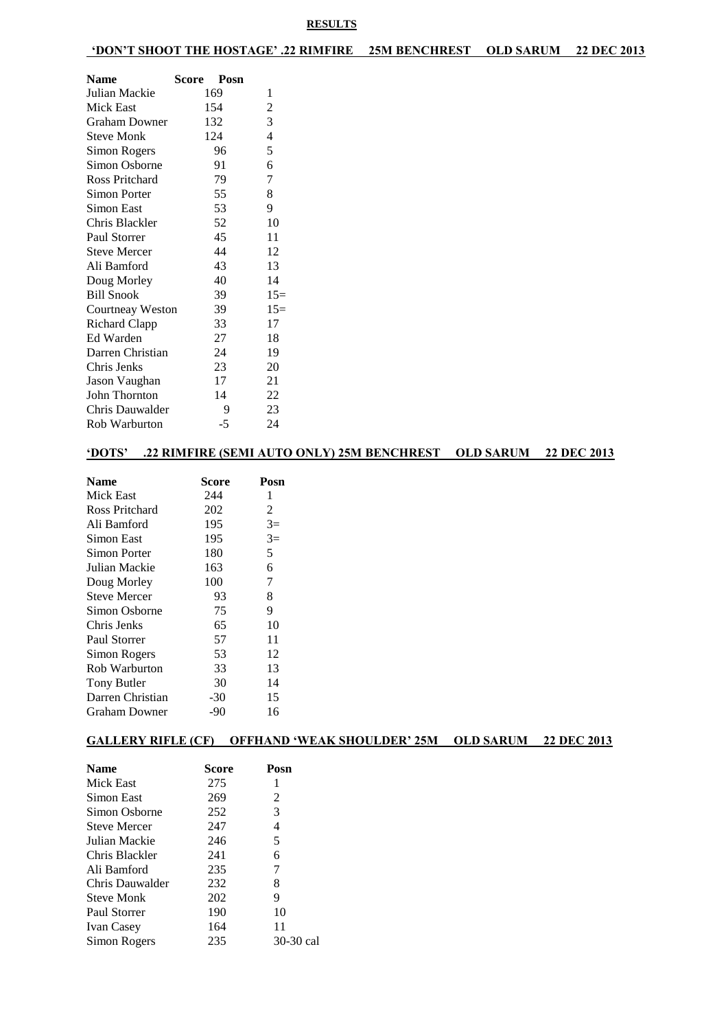## RESULTS

### 'DON'T SHOOT THE HOSTAGE' .22 RIMFIRE 25M BENCHREST OLD SARUM 22 DEC 2013

| Name | Score | Posn |
|---|---|---|
| Julian Mackie | 169 | 1 |
| Mick East | 154 | 2 |
| Graham Downer | 132 | 3 |
| Steve Monk | 124 | 4 |
| Simon Rogers | 96 | 5 |
| Simon Osborne | 91 | 6 |
| Ross Pritchard | 79 | 7 |
| Simon Porter | 55 | 8 |
| Simon East | 53 | 9 |
| Chris Blackler | 52 | 10 |
| Paul Storrer | 45 | 11 |
| Steve Mercer | 44 | 12 |
| Ali Bamford | 43 | 13 |
| Doug Morley | 40 | 14 |
| Bill Snook | 39 | 15= |
| Courtneay Weston | 39 | 15= |
| Richard Clapp | 33 | 17 |
| Ed Warden | 27 | 18 |
| Darren Christian | 24 | 19 |
| Chris Jenks | 23 | 20 |
| Jason Vaughan | 17 | 21 |
| John Thornton | 14 | 22 |
| Chris Dauwalder | 9 | 23 |
| Rob Warburton | -5 | 24 |

### 'DOTS' .22 RIMFIRE (SEMI AUTO ONLY) 25M BENCHREST OLD SARUM 22 DEC 2013

| Name | Score | Posn |
|---|---|---|
| Mick East | 244 | 1 |
| Ross Pritchard | 202 | 2 |
| Ali Bamford | 195 | 3= |
| Simon East | 195 | 3= |
| Simon Porter | 180 | 5 |
| Julian Mackie | 163 | 6 |
| Doug Morley | 100 | 7 |
| Steve Mercer | 93 | 8 |
| Simon Osborne | 75 | 9 |
| Chris Jenks | 65 | 10 |
| Paul Storrer | 57 | 11 |
| Simon Rogers | 53 | 12 |
| Rob Warburton | 33 | 13 |
| Tony Butler | 30 | 14 |
| Darren Christian | -30 | 15 |
| Graham Downer | -90 | 16 |

### GALLERY RIFLE (CF) OFFHAND 'WEAK SHOULDER' 25M OLD SARUM 22 DEC 2013

| Name | Score | Posn |
|---|---|---|
| Mick East | 275 | 1 |
| Simon East | 269 | 2 |
| Simon Osborne | 252 | 3 |
| Steve Mercer | 247 | 4 |
| Julian Mackie | 246 | 5 |
| Chris Blackler | 241 | 6 |
| Ali Bamford | 235 | 7 |
| Chris Dauwalder | 232 | 8 |
| Steve Monk | 202 | 9 |
| Paul Storrer | 190 | 10 |
| Ivan Casey | 164 | 11 |
| Simon Rogers | 235 | 30-30 cal |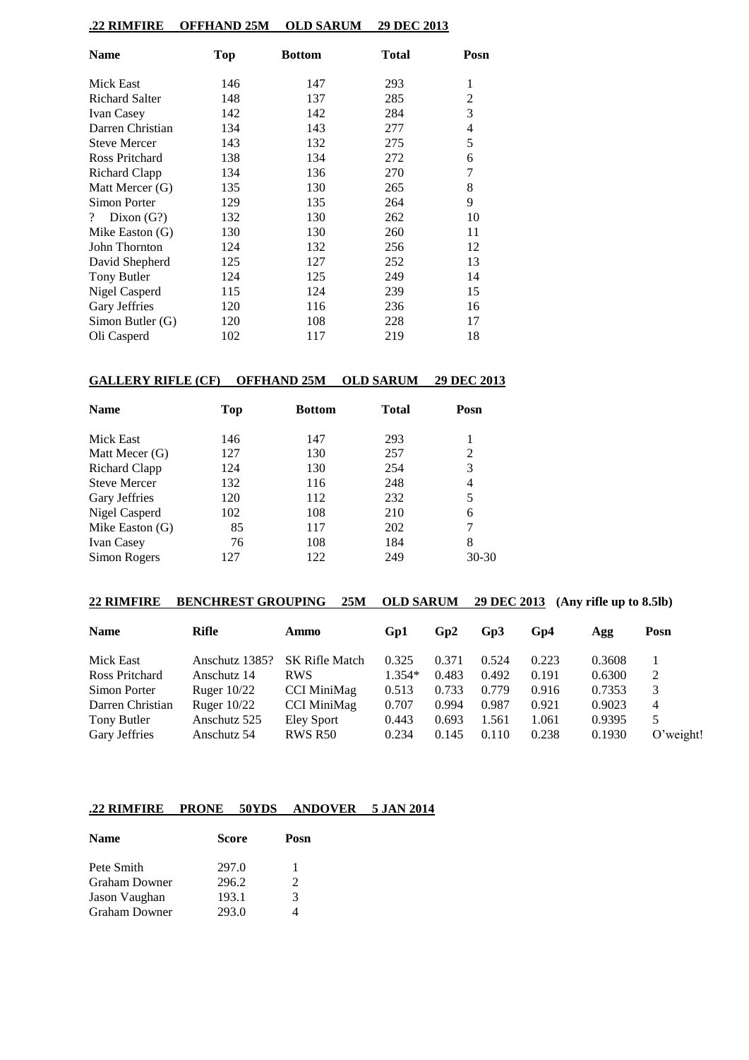**.22 RIMFIRE OFFHAND 25M OLD SARUM 29 DEC 2013**

| Name | Top | Bottom | Total | Posn |
|---|---|---|---|---|
| Mick East | 146 | 147 | 293 | 1 |
| Richard Salter | 148 | 137 | 285 | 2 |
| Ivan Casey | 142 | 142 | 284 | 3 |
| Darren Christian | 134 | 143 | 277 | 4 |
| Steve Mercer | 143 | 132 | 275 | 5 |
| Ross Pritchard | 138 | 134 | 272 | 6 |
| Richard Clapp | 134 | 136 | 270 | 7 |
| Matt Mercer (G) | 135 | 130 | 265 | 8 |
| Simon Porter | 129 | 135 | 264 | 9 |
| ? Dixon (G?) | 132 | 130 | 262 | 10 |
| Mike Easton (G) | 130 | 130 | 260 | 11 |
| John Thornton | 124 | 132 | 256 | 12 |
| David Shepherd | 125 | 127 | 252 | 13 |
| Tony Butler | 124 | 125 | 249 | 14 |
| Nigel Casperd | 115 | 124 | 239 | 15 |
| Gary Jeffries | 120 | 116 | 236 | 16 |
| Simon Butler (G) | 120 | 108 | 228 | 17 |
| Oli Casperd | 102 | 117 | 219 | 18 |

**GALLERY RIFLE (CF) OFFHAND 25M OLD SARUM 29 DEC 2013**

| Name | Top | Bottom | Total | Posn |
|---|---|---|---|---|
| Mick East | 146 | 147 | 293 | 1 |
| Matt Mecer (G) | 127 | 130 | 257 | 2 |
| Richard Clapp | 124 | 130 | 254 | 3 |
| Steve Mercer | 132 | 116 | 248 | 4 |
| Gary Jeffries | 120 | 112 | 232 | 5 |
| Nigel Casperd | 102 | 108 | 210 | 6 |
| Mike Easton (G) | 85 | 117 | 202 | 7 |
| Ivan Casey | 76 | 108 | 184 | 8 |
| Simon Rogers | 127 | 122 | 249 | 30-30 |

**22 RIMFIRE BENCHREST GROUPING 25M OLD SARUM 29 DEC 2013 (Any rifle up to 8.5lb)**

| Name | Rifle | Ammo | Gp1 | Gp2 | Gp3 | Gp4 | Agg | Posn |
|---|---|---|---|---|---|---|---|---|
| Mick East | Anschutz 1385? | SK Rifle Match | 0.325 | 0.371 | 0.524 | 0.223 | 0.3608 | 1 |
| Ross Pritchard | Anschutz 14 | RWS | 1.354* | 0.483 | 0.492 | 0.191 | 0.6300 | 2 |
| Simon Porter | Ruger 10/22 | CCI MiniMag | 0.513 | 0.733 | 0.779 | 0.916 | 0.7353 | 3 |
| Darren Christian | Ruger 10/22 | CCI MiniMag | 0.707 | 0.994 | 0.987 | 0.921 | 0.9023 | 4 |
| Tony Butler | Anschutz 525 | Eley Sport | 0.443 | 0.693 | 1.561 | 1.061 | 0.9395 | 5 |
| Gary Jeffries | Anschutz 54 | RWS R50 | 0.234 | 0.145 | 0.110 | 0.238 | 0.1930 | O'weight! |

**.22 RIMFIRE PRONE 50YDS ANDOVER 5 JAN 2014**

| Name | Score | Posn |
|---|---|---|
| Pete Smith | 297.0 | 1 |
| Graham Downer | 296.2 | 2 |
| Jason Vaughan | 193.1 | 3 |
| Graham Downer | 293.0 | 4 |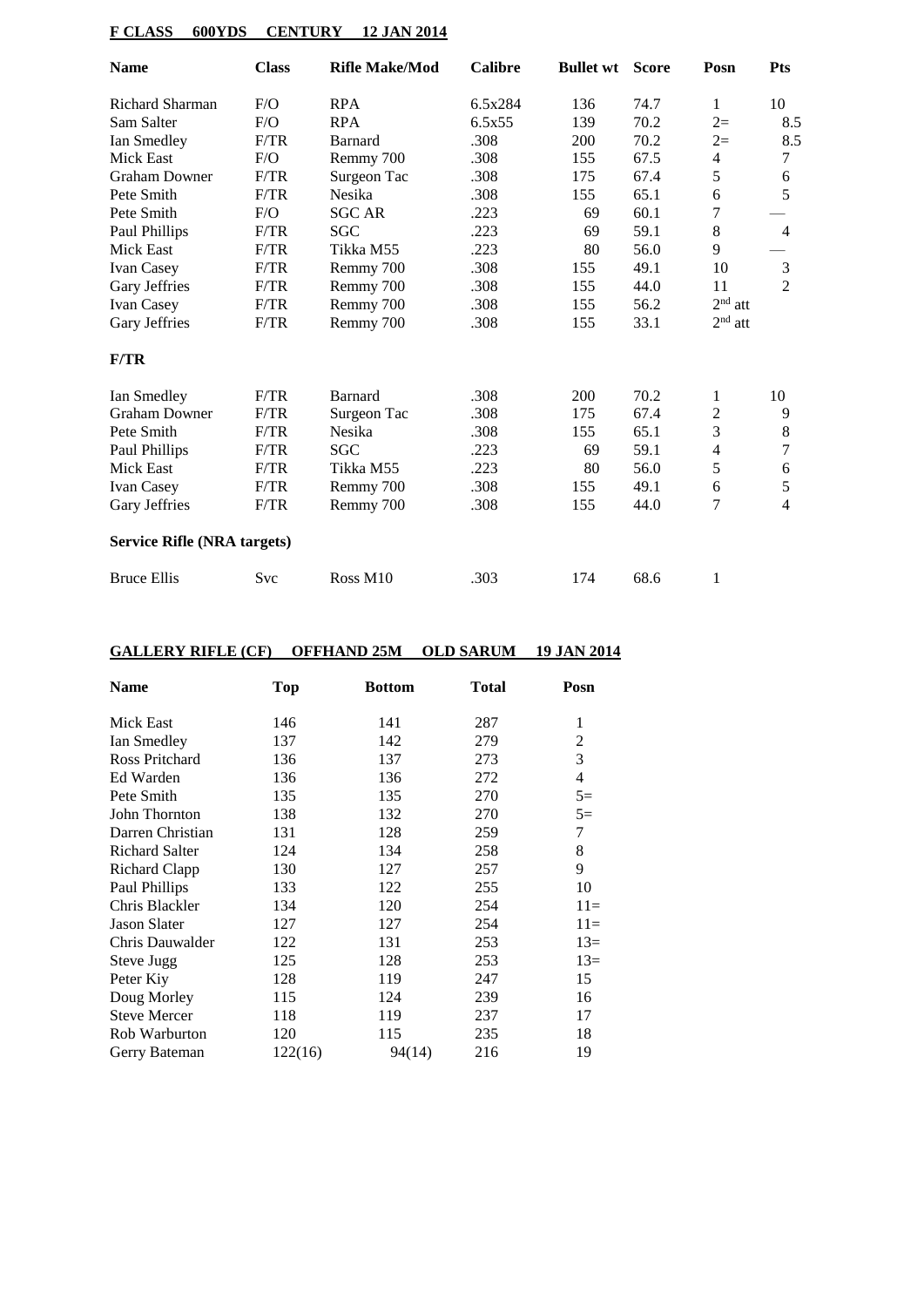**F CLASS 600YDS CENTURY 12 JAN 2014**

| Name | Class | Rifle Make/Mod | Calibre | Bullet wt | Score | Posn | Pts |
|---|---|---|---|---|---|---|---|
| Richard Sharman | F/O | RPA | 6.5x284 | 136 | 74.7 | 1 | 10 |
| Sam Salter | F/O | RPA | 6.5x55 | 139 | 70.2 | 2= | 8.5 |
| Ian Smedley | F/TR | Barnard | .308 | 200 | 70.2 | 2= | 8.5 |
| Mick East | F/O | Remmy 700 | .308 | 155 | 67.5 | 4 | 7 |
| Graham Downer | F/TR | Surgeon Tac | .308 | 175 | 67.4 | 5 | 6 |
| Pete Smith | F/TR | Nesika | .308 | 155 | 65.1 | 6 | 5 |
| Pete Smith | F/O | SGC AR | .223 | 69 | 60.1 | 7 | — |
| Paul Phillips | F/TR | SGC | .223 | 69 | 59.1 | 8 | 4 |
| Mick East | F/TR | Tikka M55 | .223 | 80 | 56.0 | 9 | — |
| Ivan Casey | F/TR | Remmy 700 | .308 | 155 | 49.1 | 10 | 3 |
| Gary Jeffries | F/TR | Remmy 700 | .308 | 155 | 44.0 | 11 | 2 |
| Ivan Casey | F/TR | Remmy 700 | .308 | 155 | 56.2 | 2nd att | |
| Gary Jeffries | F/TR | Remmy 700 | .308 | 155 | 33.1 | 2nd att | |

**F/TR**

| Name | Class | Rifle Make/Mod | Calibre | Bullet wt | Score | Posn | Pts |
|---|---|---|---|---|---|---|---|
| Ian Smedley | F/TR | Barnard | .308 | 200 | 70.2 | 1 | 10 |
| Graham Downer | F/TR | Surgeon Tac | .308 | 175 | 67.4 | 2 | 9 |
| Pete Smith | F/TR | Nesika | .308 | 155 | 65.1 | 3 | 8 |
| Paul Phillips | F/TR | SGC | .223 | 69 | 59.1 | 4 | 7 |
| Mick East | F/TR | Tikka M55 | .223 | 80 | 56.0 | 5 | 6 |
| Ivan Casey | F/TR | Remmy 700 | .308 | 155 | 49.1 | 6 | 5 |
| Gary Jeffries | F/TR | Remmy 700 | .308 | 155 | 44.0 | 7 | 4 |

**Service Rifle (NRA targets)**

| Name | Class | Rifle Make/Mod | Calibre | Bullet wt | Score | Posn | Pts |
|---|---|---|---|---|---|---|---|
| Bruce Ellis | Svc | Ross M10 | .303 | 174 | 68.6 | 1 | |

**GALLERY RIFLE (CF) OFFHAND 25M OLD SARUM 19 JAN 2014**

| Name | Top | Bottom | Total | Posn |
|---|---|---|---|---|
| Mick East | 146 | 141 | 287 | 1 |
| Ian Smedley | 137 | 142 | 279 | 2 |
| Ross Pritchard | 136 | 137 | 273 | 3 |
| Ed Warden | 136 | 136 | 272 | 4 |
| Pete Smith | 135 | 135 | 270 | 5= |
| John Thornton | 138 | 132 | 270 | 5= |
| Darren Christian | 131 | 128 | 259 | 7 |
| Richard Salter | 124 | 134 | 258 | 8 |
| Richard Clapp | 130 | 127 | 257 | 9 |
| Paul Phillips | 133 | 122 | 255 | 10 |
| Chris Blackler | 134 | 120 | 254 | 11= |
| Jason Slater | 127 | 127 | 254 | 11= |
| Chris Dauwalder | 122 | 131 | 253 | 13= |
| Steve Jugg | 125 | 128 | 253 | 13= |
| Peter Kiy | 128 | 119 | 247 | 15 |
| Doug Morley | 115 | 124 | 239 | 16 |
| Steve Mercer | 118 | 119 | 237 | 17 |
| Rob Warburton | 120 | 115 | 235 | 18 |
| Gerry Bateman | 122(16) | 94(14) | 216 | 19 |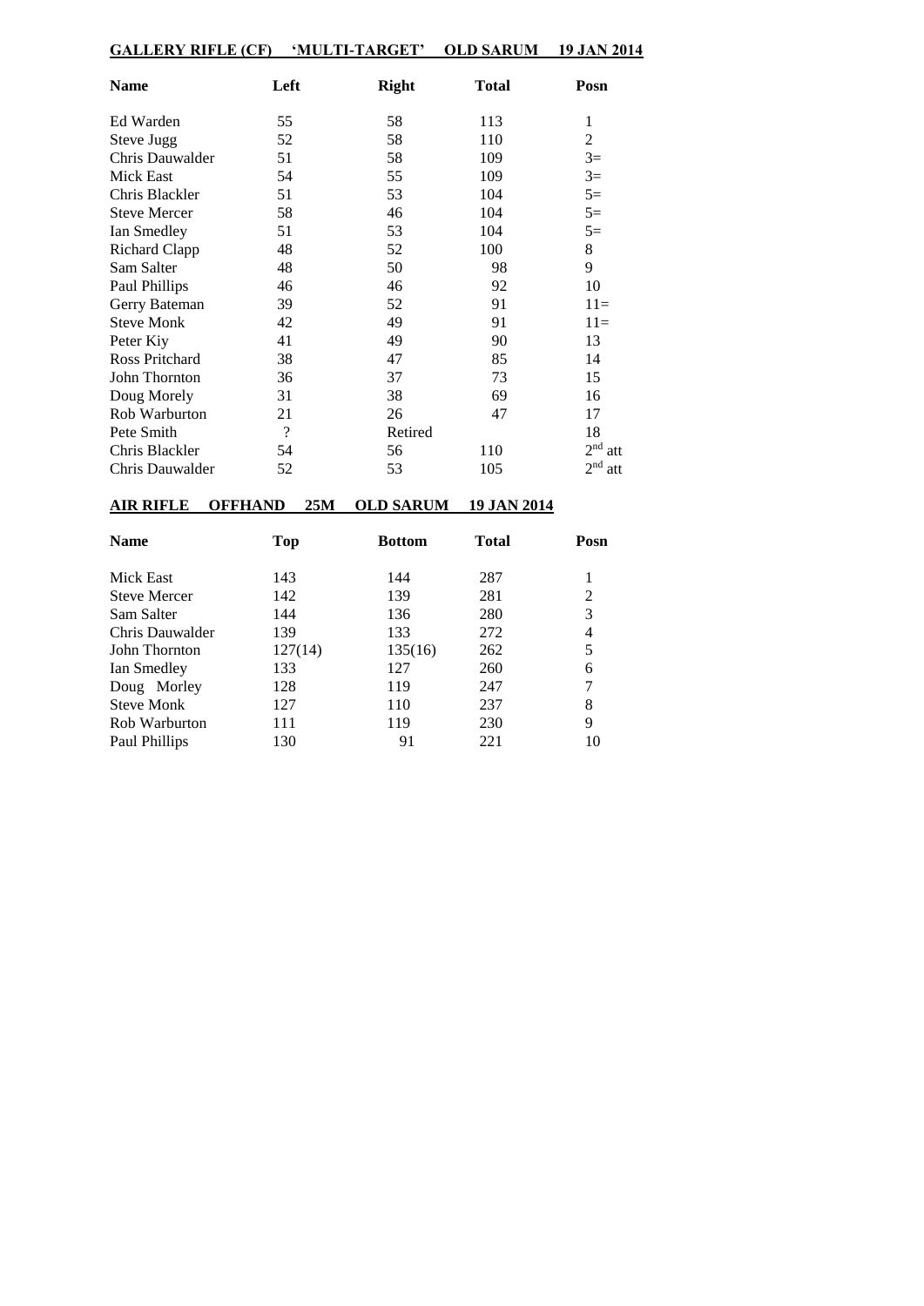**GALLERY RIFLE (CF) 'MULTI-TARGET' OLD SARUM 19 JAN 2014**

| Name | Left | Right | Total | Posn |
|---|---|---|---|---|
| Ed Warden | 55 | 58 | 113 | 1 |
| Steve Jugg | 52 | 58 | 110 | 2 |
| Chris Dauwalder | 51 | 58 | 109 | 3= |
| Mick East | 54 | 55 | 109 | 3= |
| Chris Blackler | 51 | 53 | 104 | 5= |
| Steve Mercer | 58 | 46 | 104 | 5= |
| Ian Smedley | 51 | 53 | 104 | 5= |
| Richard Clapp | 48 | 52 | 100 | 8 |
| Sam Salter | 48 | 50 | 98 | 9 |
| Paul Phillips | 46 | 46 | 92 | 10 |
| Gerry Bateman | 39 | 52 | 91 | 11= |
| Steve Monk | 42 | 49 | 91 | 11= |
| Peter Kiy | 41 | 49 | 90 | 13 |
| Ross Pritchard | 38 | 47 | 85 | 14 |
| John Thornton | 36 | 37 | 73 | 15 |
| Doug Morely | 31 | 38 | 69 | 16 |
| Rob Warburton | 21 | 26 | 47 | 17 |
| Pete Smith | ? | Retired | | 18 |
| Chris Blackler | 54 | 56 | 110 | 2nd att |
| Chris Dauwalder | 52 | 53 | 105 | 2nd att |

**AIR RIFLE OFFHAND 25M OLD SARUM 19 JAN 2014**

| Name | Top | Bottom | Total | Posn |
|---|---|---|---|---|
| Mick East | 143 | 144 | 287 | 1 |
| Steve Mercer | 142 | 139 | 281 | 2 |
| Sam Salter | 144 | 136 | 280 | 3 |
| Chris Dauwalder | 139 | 133 | 272 | 4 |
| John Thornton | 127(14) | 135(16) | 262 | 5 |
| Ian Smedley | 133 | 127 | 260 | 6 |
| Doug Morley | 128 | 119 | 247 | 7 |
| Steve Monk | 127 | 110 | 237 | 8 |
| Rob Warburton | 111 | 119 | 230 | 9 |
| Paul Phillips | 130 | 91 | 221 | 10 |